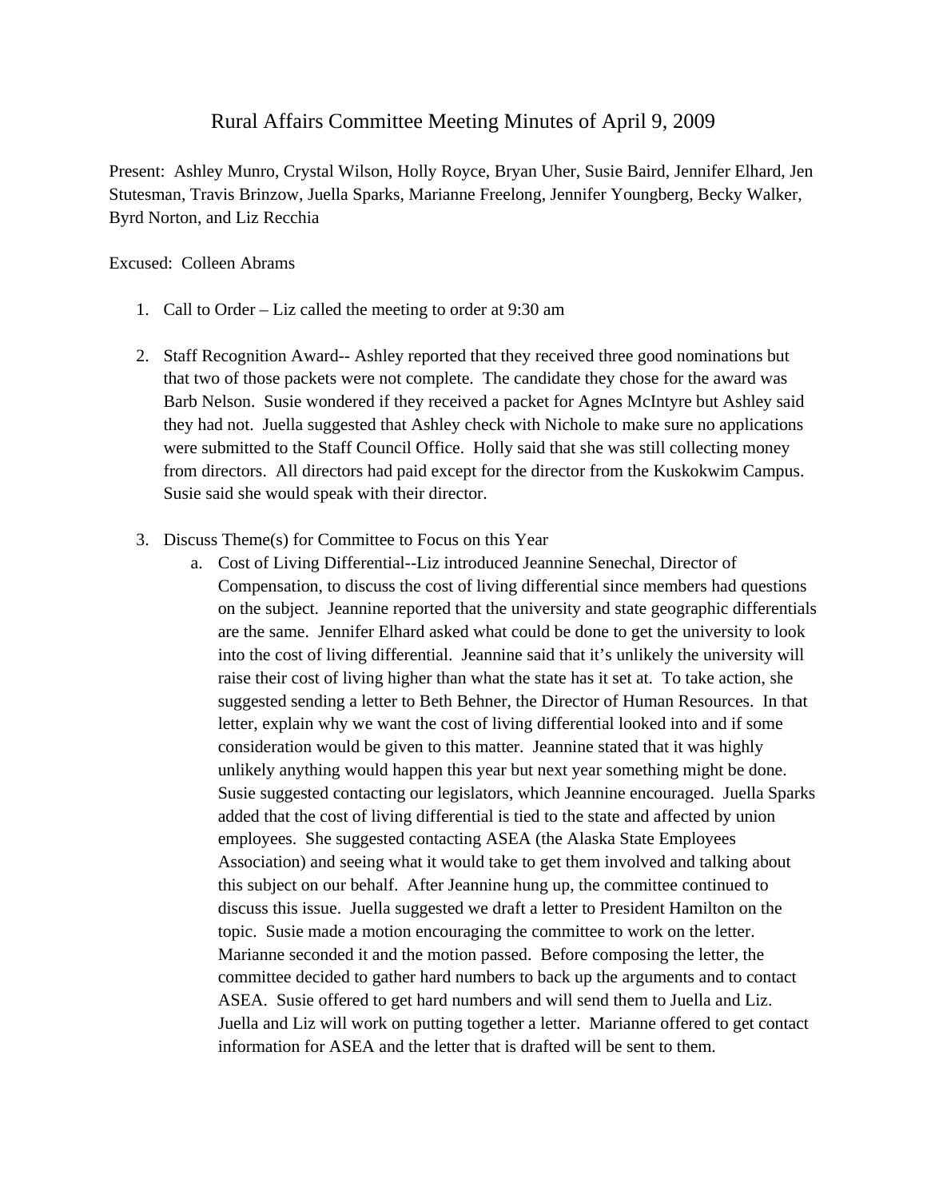# Rural Affairs Committee Meeting Minutes of April 9, 2009

Present: Ashley Munro, Crystal Wilson, Holly Royce, Bryan Uher, Susie Baird, Jennifer Elhard, Jen Stutesman, Travis Brinzow, Juella Sparks, Marianne Freelong, Jennifer Youngberg, Becky Walker, Byrd Norton, and Liz Recchia

Excused: Colleen Abrams

1. Call to Order – Liz called the meeting to order at 9:30 am

2. Staff Recognition Award-- Ashley reported that they received three good nominations but that two of those packets were not complete. The candidate they chose for the award was Barb Nelson. Susie wondered if they received a packet for Agnes McIntyre but Ashley said they had not. Juella suggested that Ashley check with Nichole to make sure no applications were submitted to the Staff Council Office. Holly said that she was still collecting money from directors. All directors had paid except for the director from the Kuskokwim Campus. Susie said she would speak with their director.

3. Discuss Theme(s) for Committee to Focus on this Year
   a. Cost of Living Differential--Liz introduced Jeannine Senechal, Director of Compensation, to discuss the cost of living differential since members had questions on the subject. Jeannine reported that the university and state geographic differentials are the same. Jennifer Elhard asked what could be done to get the university to look into the cost of living differential. Jeannine said that it's unlikely the university will raise their cost of living higher than what the state has it set at. To take action, she suggested sending a letter to Beth Behner, the Director of Human Resources. In that letter, explain why we want the cost of living differential looked into and if some consideration would be given to this matter. Jeannine stated that it was highly unlikely anything would happen this year but next year something might be done. Susie suggested contacting our legislators, which Jeannine encouraged. Juella Sparks added that the cost of living differential is tied to the state and affected by union employees. She suggested contacting ASEA (the Alaska State Employees Association) and seeing what it would take to get them involved and talking about this subject on our behalf. After Jeannine hung up, the committee continued to discuss this issue. Juella suggested we draft a letter to President Hamilton on the topic. Susie made a motion encouraging the committee to work on the letter. Marianne seconded it and the motion passed. Before composing the letter, the committee decided to gather hard numbers to back up the arguments and to contact ASEA. Susie offered to get hard numbers and will send them to Juella and Liz. Juella and Liz will work on putting together a letter. Marianne offered to get contact information for ASEA and the letter that is drafted will be sent to them.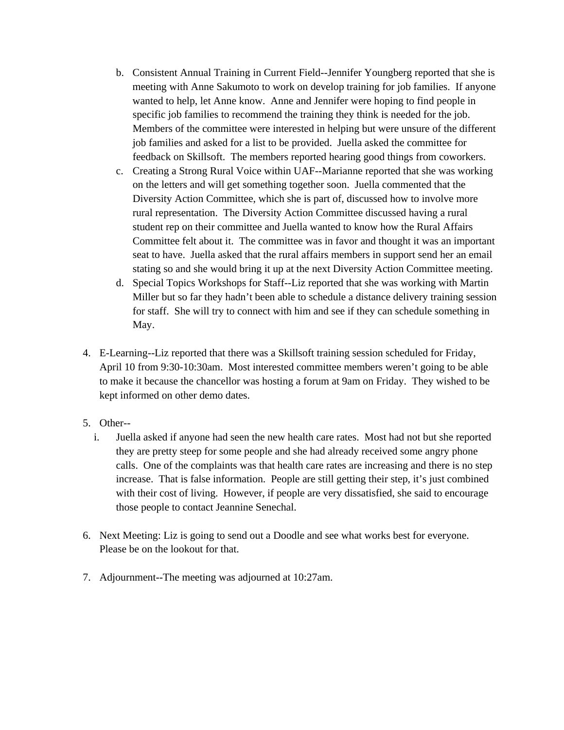b. Consistent Annual Training in Current Field--Jennifer Youngberg reported that she is meeting with Anne Sakumoto to work on develop training for job families. If anyone wanted to help, let Anne know. Anne and Jennifer were hoping to find people in specific job families to recommend the training they think is needed for the job. Members of the committee were interested in helping but were unsure of the different job families and asked for a list to be provided. Juella asked the committee for feedback on Skillsoft. The members reported hearing good things from coworkers.
   c. Creating a Strong Rural Voice within UAF--Marianne reported that she was working on the letters and will get something together soon. Juella commented that the Diversity Action Committee, which she is part of, discussed how to involve more rural representation. The Diversity Action Committee discussed having a rural student rep on their committee and Juella wanted to know how the Rural Affairs Committee felt about it. The committee was in favor and thought it was an important seat to have. Juella asked that the rural affairs members in support send her an email stating so and she would bring it up at the next Diversity Action Committee meeting.
   d. Special Topics Workshops for Staff--Liz reported that she was working with Martin Miller but so far they hadn't been able to schedule a distance delivery training session for staff. She will try to connect with him and see if they can schedule something in May.

4. E-Learning--Liz reported that there was a Skillsoft training session scheduled for Friday, April 10 from 9:30-10:30am. Most interested committee members weren't going to be able to make it because the chancellor was hosting a forum at 9am on Friday. They wished to be kept informed on other demo dates.

5. Other--
   i. Juella asked if anyone had seen the new health care rates. Most had not but she reported they are pretty steep for some people and she had already received some angry phone calls. One of the complaints was that health care rates are increasing and there is no step increase. That is false information. People are still getting their step, it's just combined with their cost of living. However, if people are very dissatisfied, she said to encourage those people to contact Jeannine Senechal.

6. Next Meeting: Liz is going to send out a Doodle and see what works best for everyone. Please be on the lookout for that.

7. Adjournment--The meeting was adjourned at 10:27am.